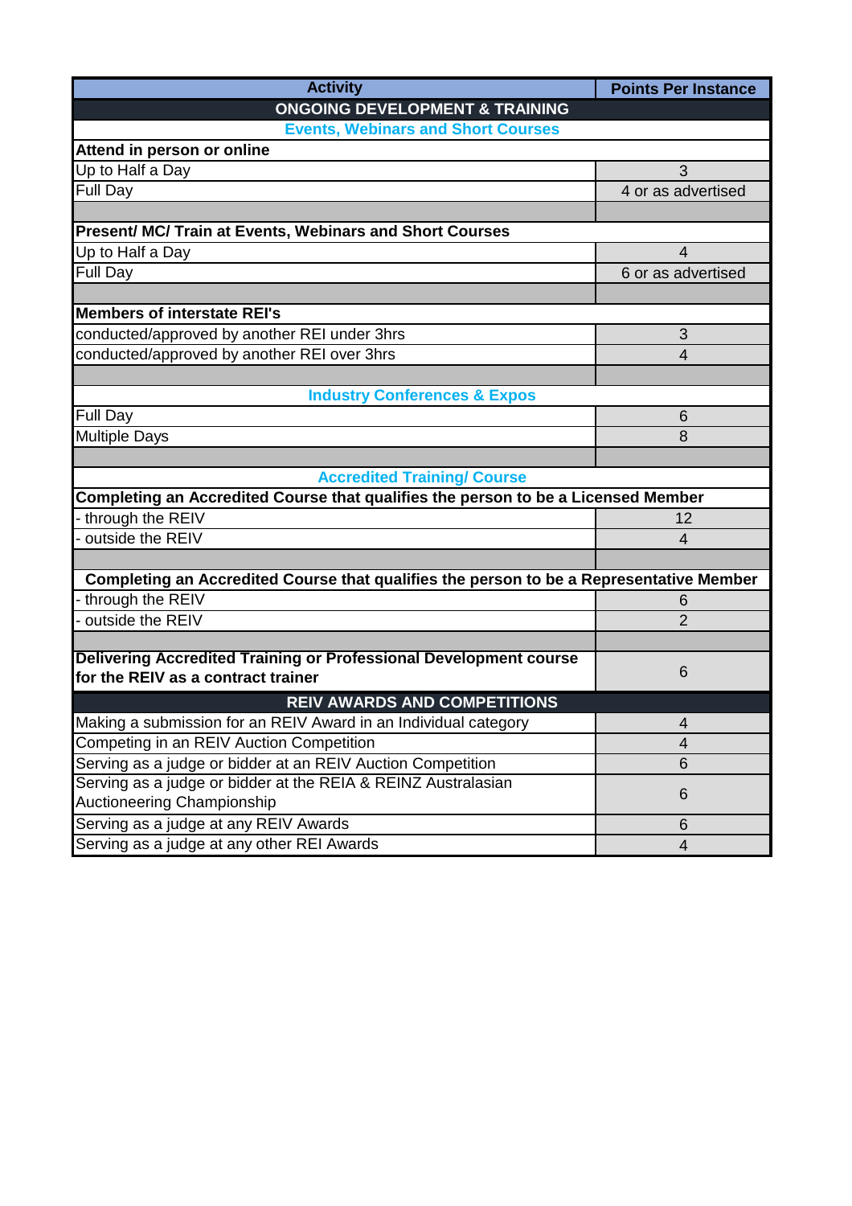| Activity | Points Per Instance |
| --- | --- |
| **ONGOING DEVELOPMENT & TRAINING** | |
| **Events, Webinars and Short Courses** | |
| **Attend in person or online** | |
| Up to Half a Day | 3 |
| Full Day | 4 or as advertised |
| | |
| **Present/ MC/ Train at Events, Webinars and Short Courses** | |
| Up to Half a Day | 4 |
| Full Day | 6 or as advertised |
| | |
| **Members of interstate REI's** | |
| conducted/approved by another REI under 3hrs | 3 |
| conducted/approved by another REI over 3hrs | 4 |
| | |
| **Industry Conferences & Expos** | |
| Full Day | 6 |
| Multiple Days | 8 |
| | |
| **Accredited Training/ Course** | |
| **Completing an Accredited Course that qualifies the person to be a Licensed Member** | |
| - through the REIV | 12 |
| - outside the REIV | 4 |
| | |
| **Completing an Accredited Course that qualifies the person to be a Representative Member** | |
| - through the REIV | 6 |
| - outside the REIV | 2 |
| | |
| **Delivering Accredited Training or Professional Development course for the REIV as a contract trainer** | 6 |
| **REIV AWARDS AND COMPETITIONS** | |
| Making a submission for an REIV Award in an Individual category | 4 |
| Competing in an REIV Auction Competition | 4 |
| Serving as a judge or bidder at an REIV Auction Competition | 6 |
| Serving as a judge or bidder at the REIA & REINZ Australasian Auctioneering Championship | 6 |
| Serving as a judge at any REIV Awards | 6 |
| Serving as a judge at any other REI Awards | 4 |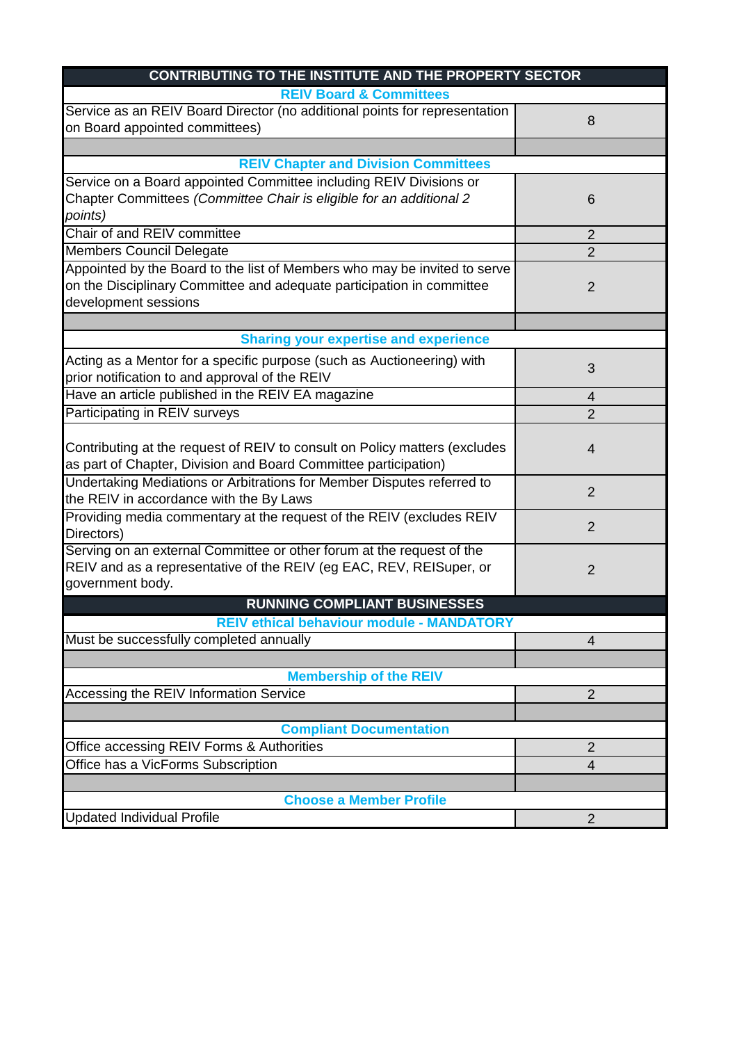| CONTRIBUTING TO THE INSTITUTE AND THE PROPERTY SECTOR | |
|---|---|
| **REIV Board & Committees** | |
| Service as an REIV Board Director (no additional points for representation on Board appointed committees) | 8 |
| | |
| **REIV Chapter and Division Committees** | |
| Service on a Board appointed Committee including REIV Divisions or Chapter Committees *(Committee Chair is eligible for an additional 2 points)* | 6 |
| Chair of and REIV committee | 2 |
| Members Council Delegate | 2 |
| Appointed by the Board to the list of Members who may be invited to serve on the Disciplinary Committee and adequate participation in committee development sessions | 2 |
| | |
| **Sharing your expertise and experience** | |
| Acting as a Mentor for a specific purpose (such as Auctioneering) with prior notification to and approval of the REIV | 3 |
| Have an article published in the REIV EA magazine | 4 |
| Participating in REIV surveys | 2 |
| Contributing at the request of REIV to consult on Policy matters (excludes as part of Chapter, Division and Board Committee participation) | 4 |
| Undertaking Mediations or Arbitrations for Member Disputes referred to the REIV in accordance with the By Laws | 2 |
| Providing media commentary at the request of the REIV (excludes REIV Directors) | 2 |
| Serving on an external Committee or other forum at the request of the REIV and as a representative of the REIV (eg EAC, REV, REISuper, or government body. | 2 |
| **RUNNING COMPLIANT BUSINESSES** | |
| **REIV ethical behaviour module - MANDATORY** | |
| Must be successfully completed annually | 4 |
| | |
| **Membership of the REIV** | |
| Accessing the REIV Information Service | 2 |
| | |
| **Compliant Documentation** | |
| Office accessing REIV Forms & Authorities | 2 |
| Office has a VicForms Subscription | 4 |
| | |
| **Choose a Member Profile** | |
| Updated Individual Profile | 2 |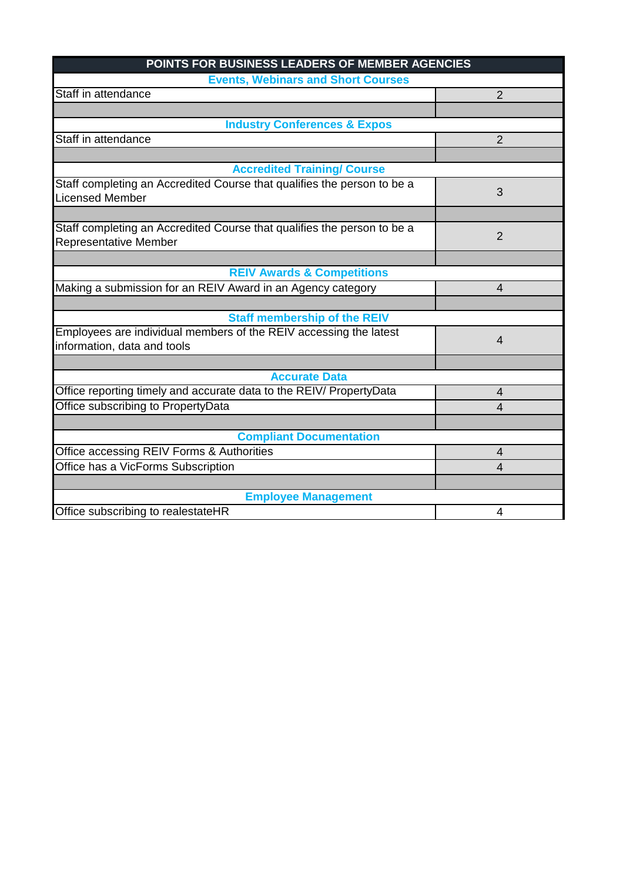| POINTS FOR BUSINESS LEADERS OF MEMBER AGENCIES | |
|---|---|
| **Events, Webinars and Short Courses** | |
| Staff in attendance | 2 |
| | |
| **Industry Conferences & Expos** | |
| Staff in attendance | 2 |
| | |
| **Accredited Training/ Course** | |
| Staff completing an Accredited Course that qualifies the person to be a Licensed Member | 3 |
| | |
| Staff completing an Accredited Course that qualifies the person to be a Representative Member | 2 |
| | |
| **REIV Awards & Competitions** | |
| Making a submission for an REIV Award in an Agency category | 4 |
| | |
| **Staff membership of the REIV** | |
| Employees are individual members of the REIV accessing the latest information, data and tools | 4 |
| | |
| **Accurate Data** | |
| Office reporting timely and accurate data to the REIV/ PropertyData | 4 |
| Office subscribing to PropertyData | 4 |
| | |
| **Compliant Documentation** | |
| Office accessing REIV Forms & Authorities | 4 |
| Office has a VicForms Subscription | 4 |
| | |
| **Employee Management** | |
| Office subscribing to realestateHR | 4 |